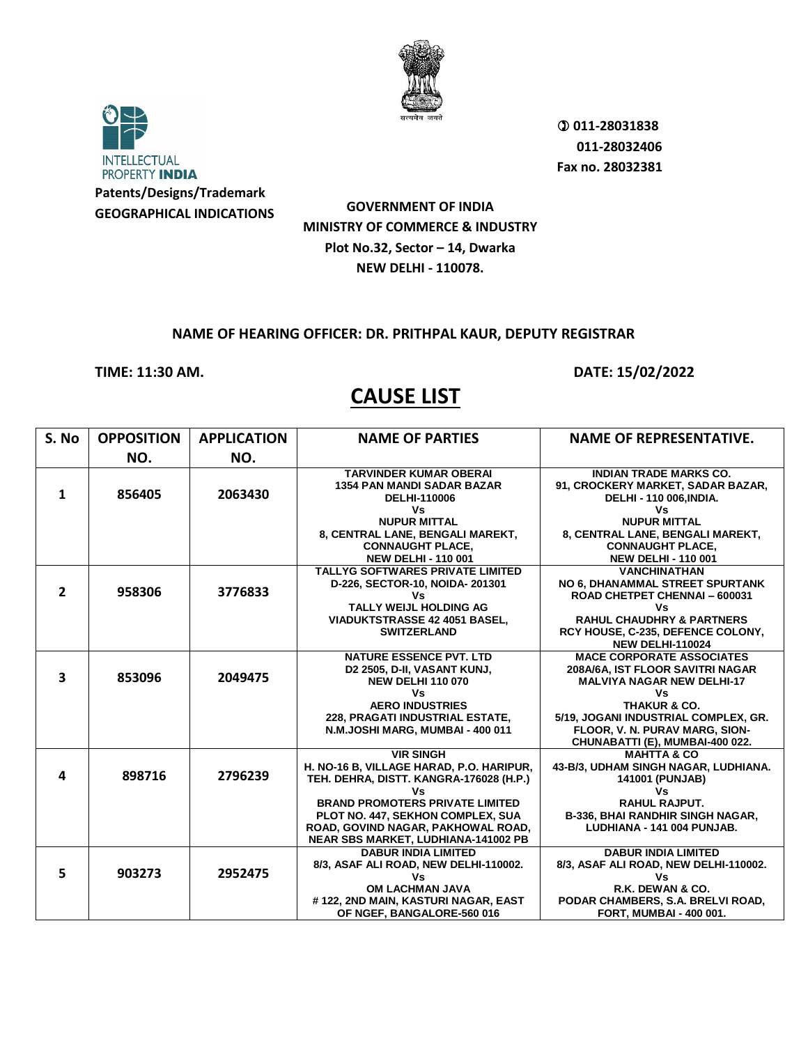INTELLECTUAL PROPERTY **INDIA**

**Patents/Designs/Trademark**
**GEOGRAPHICAL INDICATIONS**

सत्यमेव जयते

**011-28031838**
**011-28032406**
**Fax no. 28032381**

**GOVERNMENT OF INDIA**
**MINISTRY OF COMMERCE & INDUSTRY**
**Plot No.32, Sector – 14, Dwarka**
**NEW DELHI - 110078.**

**NAME OF HEARING OFFICER: DR. PRITHPAL KAUR, DEPUTY REGISTRAR**

**TIME: 11:30 AM.** **DATE: 15/02/2022**

# CAUSE LIST

| S. No | OPPOSITION NO. | APPLICATION NO. | NAME OF PARTIES | NAME OF REPRESENTATIVE. |
|---|---|---|---|---|
| 1 | 856405 | 2063430 | TARVINDER KUMAR OBERAI 1354 PAN MANDI SADAR BAZAR DELHI-110006 Vs NUPUR MITTAL 8, CENTRAL LANE, BENGALI MAREKT, CONNAUGHT PLACE, NEW DELHI - 110 001 | INDIAN TRADE MARKS CO. 91, CROCKERY MARKET, SADAR BAZAR, DELHI - 110 006,INDIA. Vs NUPUR MITTAL 8, CENTRAL LANE, BENGALI MAREKT, CONNAUGHT PLACE, NEW DELHI - 110 001 |
| 2 | 958306 | 3776833 | TALLYG SOFTWARES PRIVATE LIMITED D-226, SECTOR-10, NOIDA- 201301 Vs TALLY WEIJL HOLDING AG VIADUKTSTRASSE 42 4051 BASEL, SWITZERLAND | VANCHINATHAN NO 6, DHANAMMAL STREET SPURTANK ROAD CHETPET CHENNAI – 600031 Vs RAHUL CHAUDHRY & PARTNERS RCY HOUSE, C-235, DEFENCE COLONY, NEW DELHI-110024 |
| 3 | 853096 | 2049475 | NATURE ESSENCE PVT. LTD D2 2505, D-II, VASANT KUNJ, NEW DELHI 110 070 Vs AERO INDUSTRIES 228, PRAGATI INDUSTRIAL ESTATE, N.M.JOSHI MARG, MUMBAI - 400 011 | MACE CORPORATE ASSOCIATES 208A/6A, IST FLOOR SAVITRI NAGAR MALVIYA NAGAR NEW DELHI-17 Vs THAKUR & CO. 5/19, JOGANI INDUSTRIAL COMPLEX, GR. FLOOR, V. N. PURAV MARG, SION-CHUNABATTI (E), MUMBAI-400 022. |
| 4 | 898716 | 2796239 | VIR SINGH H. NO-16 B, VILLAGE HARAD, P.O. HARIPUR, TEH. DEHRA, DISTT. KANGRA-176028 (H.P.) Vs BRAND PROMOTERS PRIVATE LIMITED PLOT NO. 447, SEKHON COMPLEX, SUA ROAD, GOVIND NAGAR, PAKHOWAL ROAD, NEAR SBS MARKET, LUDHIANA-141002 PB | MAHTTA & CO 43-B/3, UDHAM SINGH NAGAR, LUDHIANA. 141001 (PUNJAB) Vs RAHUL RAJPUT. B-336, BHAI RANDHIR SINGH NAGAR, LUDHIANA - 141 004 PUNJAB. |
| 5 | 903273 | 2952475 | DABUR INDIA LIMITED 8/3, ASAF ALI ROAD, NEW DELHI-110002. Vs OM LACHMAN JAVA # 122, 2ND MAIN, KASTURI NAGAR, EAST OF NGEF, BANGALORE-560 016 | DABUR INDIA LIMITED 8/3, ASAF ALI ROAD, NEW DELHI-110002. Vs R.K. DEWAN & CO. PODAR CHAMBERS, S.A. BRELVI ROAD, FORT, MUMBAI - 400 001. |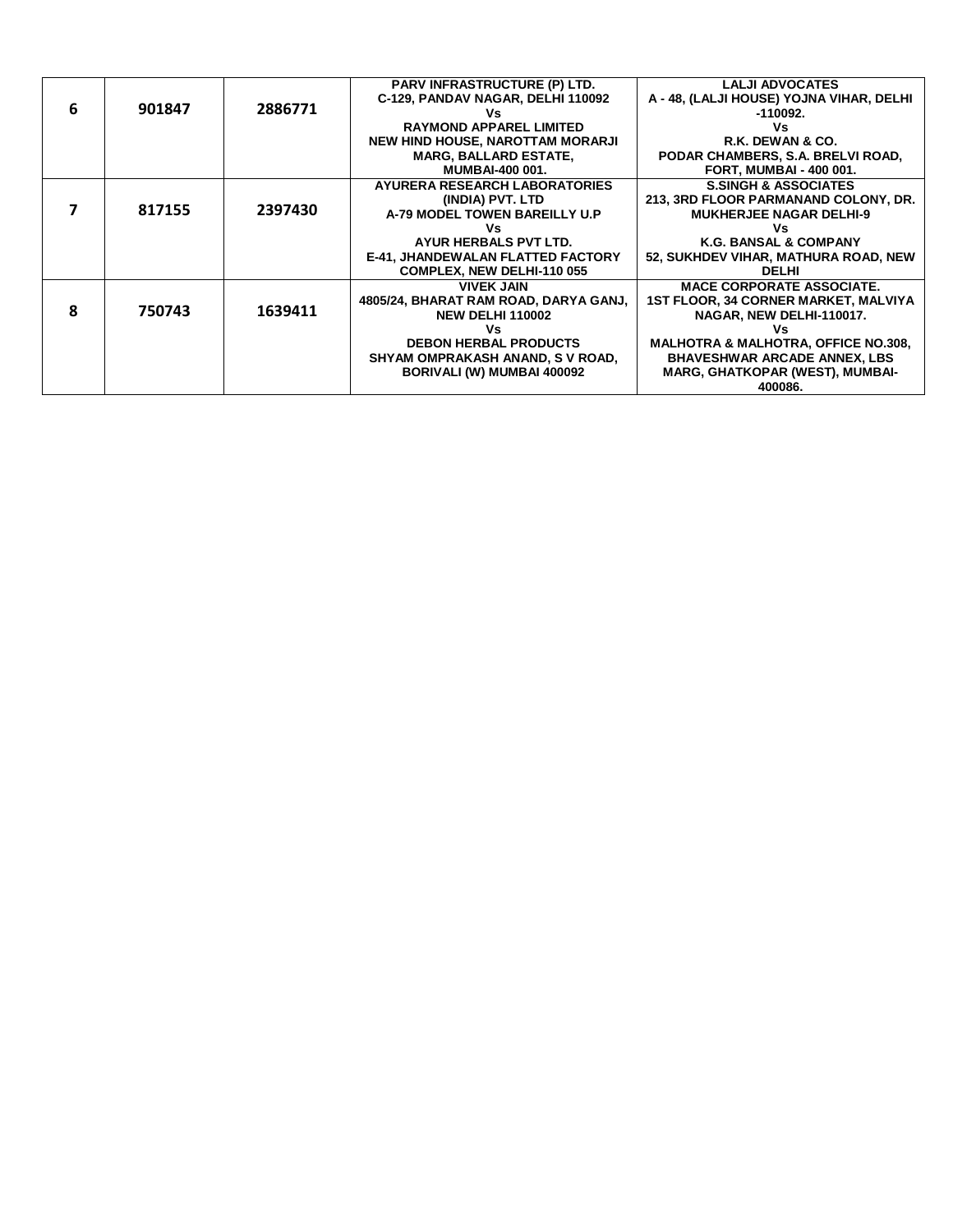| | | | | |
|---|---|---|---|---|
| 6 | 901847 | 2886771 | PARV INFRASTRUCTURE (P) LTD.<br>C-129, PANDAV NAGAR, DELHI 110092<br>Vs<br>RAYMOND APPAREL LIMITED<br>NEW HIND HOUSE, NAROTTAM MORARJI MARG, BALLARD ESTATE, MUMBAI-400 001. | LALJI ADVOCATES<br>A - 48, (LALJI HOUSE) YOJNA VIHAR, DELHI -110092.<br>Vs<br>R.K. DEWAN & CO.<br>PODAR CHAMBERS, S.A. BRELVI ROAD, FORT, MUMBAI - 400 001. |
| 7 | 817155 | 2397430 | AYURERA RESEARCH LABORATORIES (INDIA) PVT. LTD<br>A-79 MODEL TOWEN BAREILLY U.P<br>Vs<br>AYUR HERBALS PVT LTD.<br>E-41, JHANDEWALAN FLATTED FACTORY COMPLEX, NEW DELHI-110 055 | S.SINGH & ASSOCIATES<br>213, 3RD FLOOR PARMANAND COLONY, DR. MUKHERJEE NAGAR DELHI-9<br>Vs<br>K.G. BANSAL & COMPANY<br>52, SUKHDEV VIHAR, MATHURA ROAD, NEW DELHI |
| 8 | 750743 | 1639411 | VIVEK JAIN<br>4805/24, BHARAT RAM ROAD, DARYA GANJ, NEW DELHI 110002<br>Vs<br>DEBON HERBAL PRODUCTS<br>SHYAM OMPRAKASH ANAND, S V ROAD, BORIVALI (W) MUMBAI 400092 | MACE CORPORATE ASSOCIATE.<br>1ST FLOOR, 34 CORNER MARKET, MALVIYA NAGAR, NEW DELHI-110017.<br>Vs<br>MALHOTRA & MALHOTRA, OFFICE NO.308, BHAVESHWAR ARCADE ANNEX, LBS MARG, GHATKOPAR (WEST), MUMBAI-400086. |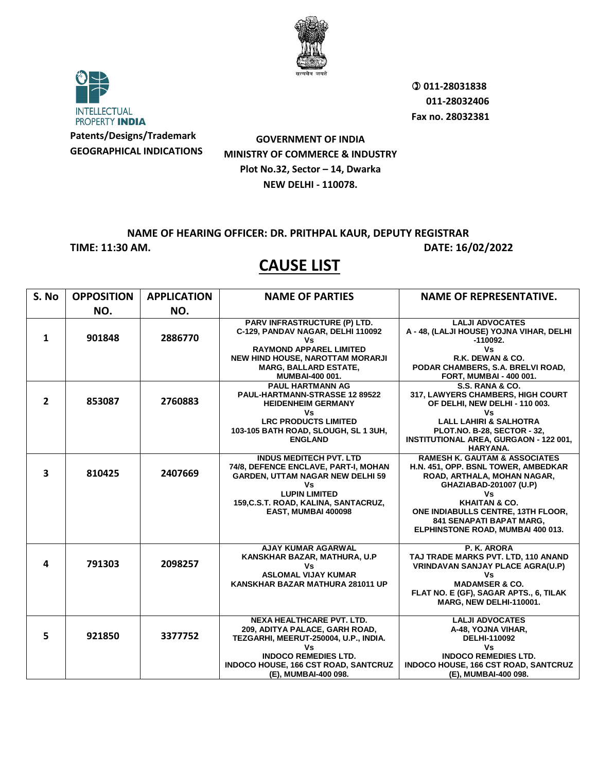INTELLECTUAL PROPERTY INDIA

**Patents/Designs/Trademark**
**GEOGRAPHICAL INDICATIONS**

✆ 011-28031838
011-28032406
Fax no. 28032381

**GOVERNMENT OF INDIA**
**MINISTRY OF COMMERCE & INDUSTRY**
**Plot No.32, Sector – 14, Dwarka**
**NEW DELHI - 110078.**

**NAME OF HEARING OFFICER: DR. PRITHPAL KAUR, DEPUTY REGISTRAR**

**TIME: 11:30 AM.** **DATE: 16/02/2022**

# CAUSE LIST

| S. No | OPPOSITION NO. | APPLICATION NO. | NAME OF PARTIES | NAME OF REPRESENTATIVE. |
|---|---|---|---|---|
| 1 | 901848 | 2886770 | PARV INFRASTRUCTURE (P) LTD.<br>C-129, PANDAV NAGAR, DELHI 110092<br>Vs<br>RAYMOND APPAREL LIMITED<br>NEW HIND HOUSE, NAROTTAM MORARJI MARG, BALLARD ESTATE, MUMBAI-400 001. | LALJI ADVOCATES<br>A - 48, (LALJI HOUSE) YOJNA VIHAR, DELHI -110092.<br>Vs<br>R.K. DEWAN & CO.<br>PODAR CHAMBERS, S.A. BRELVI ROAD, FORT, MUMBAI - 400 001. |
| 2 | 853087 | 2760883 | PAUL HARTMANN AG<br>PAUL-HARTMANN-STRASSE 12 89522 HEIDENHEIM GERMANY<br>Vs<br>LRC PRODUCTS LIMITED<br>103-105 BATH ROAD, SLOUGH, SL 1 3UH, ENGLAND | S.S. RANA & CO.<br>317, LAWYERS CHAMBERS, HIGH COURT OF DELHI, NEW DELHI - 110 003.<br>Vs<br>LALL LAHIRI & SALHOTRA<br>PLOT.NO. B-28, SECTOR - 32, INSTITUTIONAL AREA, GURGAON - 122 001, HARYANA. |
| 3 | 810425 | 2407669 | INDUS MEDITECH PVT. LTD<br>74/8, DEFENCE ENCLAVE, PART-I, MOHAN GARDEN, UTTAM NAGAR NEW DELHI 59<br>Vs<br>LUPIN LIMITED<br>159,C.S.T. ROAD, KALINA, SANTACRUZ, EAST, MUMBAI 400098 | RAMESH K. GAUTAM & ASSOCIATES<br>H.N. 451, OPP. BSNL TOWER, AMBEDKAR ROAD, ARTHALA, MOHAN NAGAR, GHAZIABAD-201007 (U.P)<br>Vs<br>KHAITAN & CO.<br>ONE INDIABULLS CENTRE, 13TH FLOOR, 841 SENAPATI BAPAT MARG, ELPHINSTONE ROAD, MUMBAI 400 013. |
| 4 | 791303 | 2098257 | AJAY KUMAR AGARWAL<br>KANSKHAR BAZAR, MATHURA, U.P<br>Vs<br>ASLOMAL VIJAY KUMAR<br>KANSKHAR BAZAR MATHURA 281011 UP | P. K. ARORA<br>TAJ TRADE MARKS PVT. LTD, 110 ANAND VRINDAVAN SANJAY PLACE AGRA(U.P)<br>Vs<br>MADAMSER & CO.<br>FLAT NO. E (GF), SAGAR APTS., 6, TILAK MARG, NEW DELHI-110001. |
| 5 | 921850 | 3377752 | NEXA HEALTHCARE PVT. LTD.<br>209, ADITYA PALACE, GARH ROAD, TEZGARHI, MEERUT-250004, U.P., INDIA.<br>Vs<br>INDOCO REMEDIES LTD.<br>INDOCO HOUSE, 166 CST ROAD, SANTCRUZ (E), MUMBAI-400 098. | LALJI ADVOCATES<br>A-48, YOJNA VIHAR, DELHI-110092<br>Vs<br>INDOCO REMEDIES LTD.<br>INDOCO HOUSE, 166 CST ROAD, SANTCRUZ (E), MUMBAI-400 098. |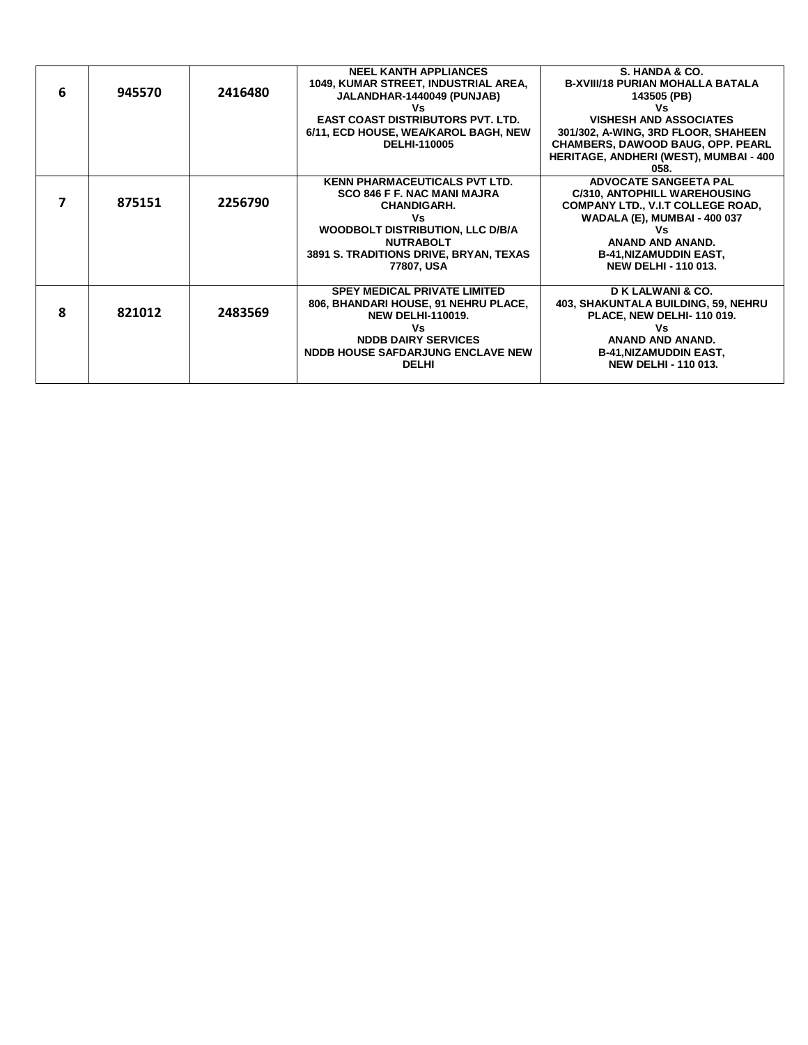| 6 | 945570 | 2416480 | NEEL KANTH APPLIANCES<br>1049, KUMAR STREET, INDUSTRIAL AREA, JALANDHAR-1440049 (PUNJAB)<br>Vs<br>EAST COAST DISTRIBUTORS PVT. LTD.<br>6/11, ECD HOUSE, WEA/KAROL BAGH, NEW DELHI-110005 | S. HANDA & CO.<br>B-XVIII/18 PURIAN MOHALLA BATALA 143505 (PB)<br>Vs<br>VISHESH AND ASSOCIATES<br>301/302, A-WING, 3RD FLOOR, SHAHEEN CHAMBERS, DAWOOD BAUG, OPP. PEARL HERITAGE, ANDHERI (WEST), MUMBAI - 400 058. |
|---|---|---|---|---|
| 7 | 875151 | 2256790 | KENN PHARMACEUTICALS PVT LTD.<br>SCO 846 F F. NAC MANI MAJRA CHANDIGARH.<br>Vs<br>WOODBOLT DISTRIBUTION, LLC D/B/A NUTRABOLT<br>3891 S. TRADITIONS DRIVE, BRYAN, TEXAS 77807, USA | ADVOCATE SANGEETA PAL<br>C/310, ANTOPHILL WAREHOUSING COMPANY LTD., V.I.T COLLEGE ROAD, WADALA (E), MUMBAI - 400 037<br>Vs<br>ANAND AND ANAND.<br>B-41,NIZAMUDDIN EAST,<br>NEW DELHI - 110 013. |
| 8 | 821012 | 2483569 | SPEY MEDICAL PRIVATE LIMITED<br>806, BHANDARI HOUSE, 91 NEHRU PLACE, NEW DELHI-110019.<br>Vs<br>NDDB DAIRY SERVICES<br>NDDB HOUSE SAFDARJUNG ENCLAVE NEW DELHI | D K LALWANI & CO.<br>403, SHAKUNTALA BUILDING, 59, NEHRU PLACE, NEW DELHI- 110 019.<br>Vs<br>ANAND AND ANAND.<br>B-41,NIZAMUDDIN EAST,<br>NEW DELHI - 110 013. |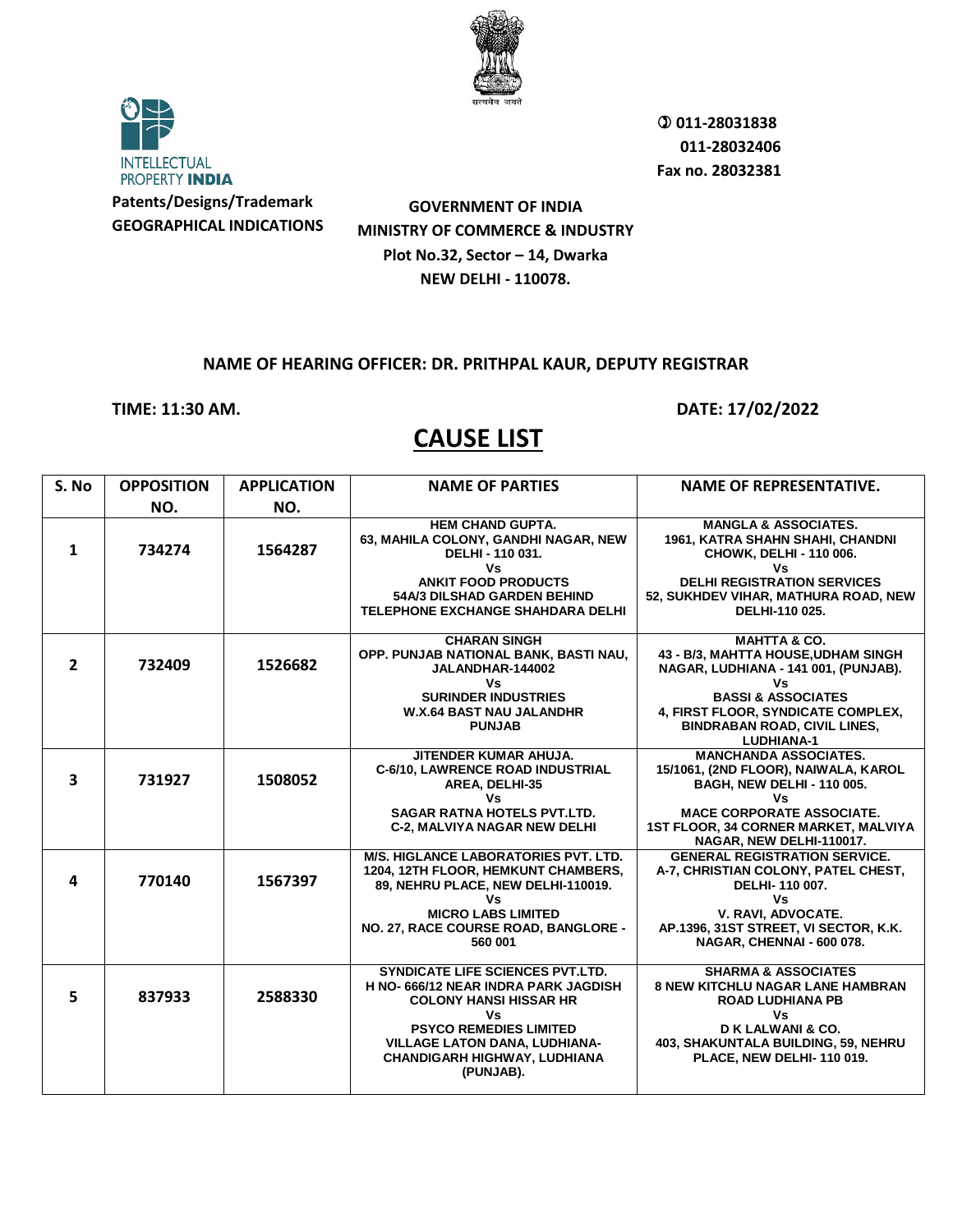INTELLECTUAL PROPERTY INDIA

**Patents/Designs/Trademark**
**GEOGRAPHICAL INDICATIONS**

**011-28031838**
**011-28032406**
**Fax no. 28032381**

**GOVERNMENT OF INDIA**
**MINISTRY OF COMMERCE & INDUSTRY**
**Plot No.32, Sector – 14, Dwarka**
**NEW DELHI - 110078.**

**NAME OF HEARING OFFICER: DR. PRITHPAL KAUR, DEPUTY REGISTRAR**

**TIME: 11:30 AM.** **DATE: 17/02/2022**

# CAUSE LIST

| S. No | OPPOSITION NO. | APPLICATION NO. | NAME OF PARTIES | NAME OF REPRESENTATIVE. |
|---|---|---|---|---|
| 1 | 734274 | 1564287 | HEM CHAND GUPTA. 63, MAHILA COLONY, GANDHI NAGAR, NEW DELHI - 110 031. Vs ANKIT FOOD PRODUCTS 54A/3 DILSHAD GARDEN BEHIND TELEPHONE EXCHANGE SHAHDARA DELHI | MANGLA & ASSOCIATES. 1961, KATRA SHAHN SHAHI, CHANDNI CHOWK, DELHI - 110 006. Vs DELHI REGISTRATION SERVICES 52, SUKHDEV VIHAR, MATHURA ROAD, NEW DELHI-110 025. |
| 2 | 732409 | 1526682 | CHARAN SINGH OPP. PUNJAB NATIONAL BANK, BASTI NAU, JALANDHAR-144002 Vs SURINDER INDUSTRIES W.X.64 BAST NAU JALANDHR PUNJAB | MAHTTA & CO. 43 - B/3, MAHTTA HOUSE,UDHAM SINGH NAGAR, LUDHIANA - 141 001, (PUNJAB). Vs BASSI & ASSOCIATES 4, FIRST FLOOR, SYNDICATE COMPLEX, BINDRABAN ROAD, CIVIL LINES, LUDHIANA-1 |
| 3 | 731927 | 1508052 | JITENDER KUMAR AHUJA. C-6/10, LAWRENCE ROAD INDUSTRIAL AREA, DELHI-35 Vs SAGAR RATNA HOTELS PVT.LTD. C-2, MALVIYA NAGAR NEW DELHI | MANCHANDA ASSOCIATES. 15/1061, (2ND FLOOR), NAIWALA, KAROL BAGH, NEW DELHI - 110 005. Vs MACE CORPORATE ASSOCIATE. 1ST FLOOR, 34 CORNER MARKET, MALVIYA NAGAR, NEW DELHI-110017. |
| 4 | 770140 | 1567397 | M/S. HIGLANCE LABORATORIES PVT. LTD. 1204, 12TH FLOOR, HEMKUNT CHAMBERS, 89, NEHRU PLACE, NEW DELHI-110019. Vs MICRO LABS LIMITED NO. 27, RACE COURSE ROAD, BANGLORE - 560 001 | GENERAL REGISTRATION SERVICE. A-7, CHRISTIAN COLONY, PATEL CHEST, DELHI- 110 007. Vs V. RAVI, ADVOCATE. AP.1396, 31ST STREET, VI SECTOR, K.K. NAGAR, CHENNAI - 600 078. |
| 5 | 837933 | 2588330 | SYNDICATE LIFE SCIENCES PVT.LTD. H NO- 666/12 NEAR INDRA PARK JAGDISH COLONY HANSI HISSAR HR Vs PSYCO REMEDIES LIMITED VILLAGE LATON DANA, LUDHIANA-CHANDIGARH HIGHWAY, LUDHIANA (PUNJAB). | SHARMA & ASSOCIATES 8 NEW KITCHLU NAGAR LANE HAMBRAN ROAD LUDHIANA PB Vs D K LALWANI & CO. 403, SHAKUNTALA BUILDING, 59, NEHRU PLACE, NEW DELHI- 110 019. |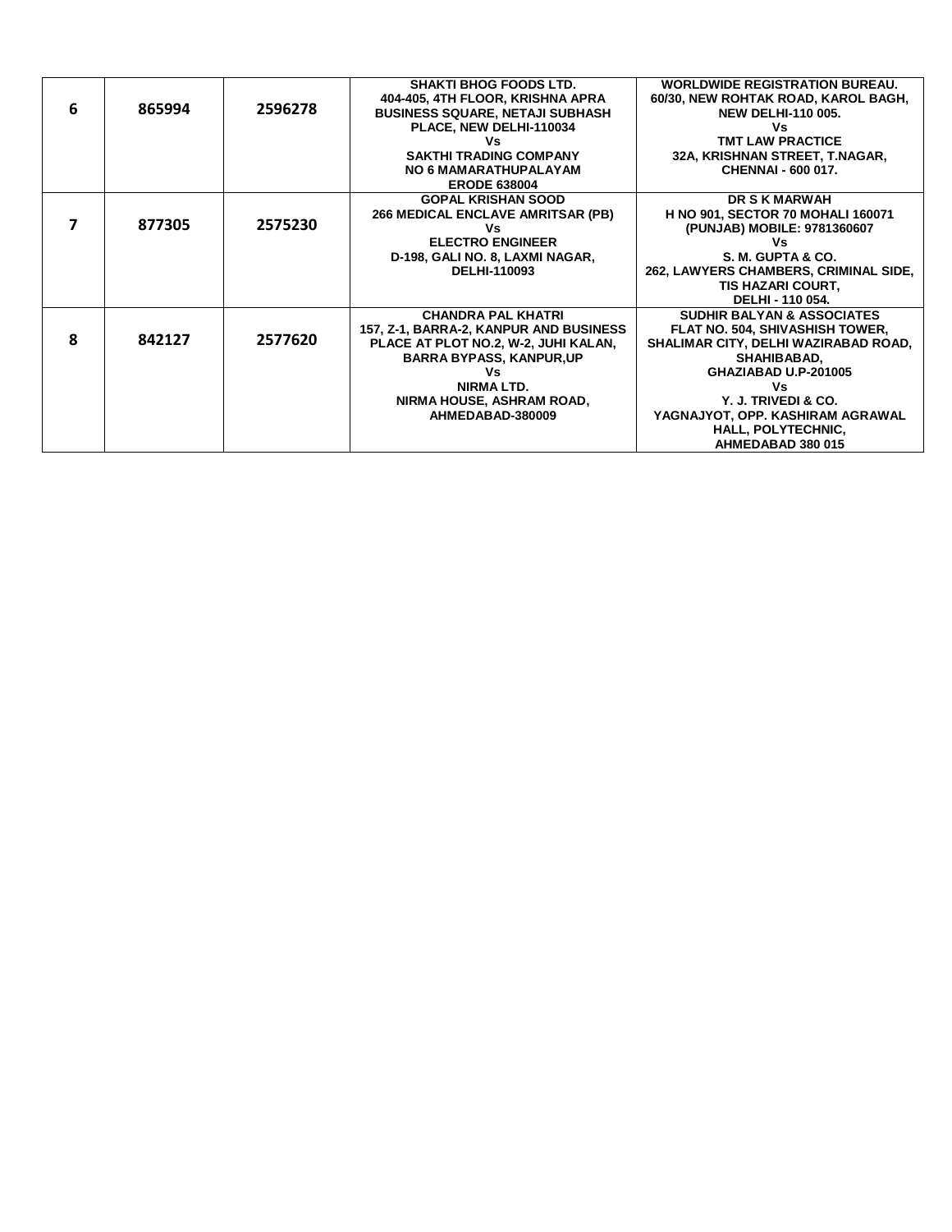| | | | | |
|---|---|---|---|---|
| 6 | 865994 | 2596278 | SHAKTI BHOG FOODS LTD.<br>404-405, 4TH FLOOR, KRISHNA APRA BUSINESS SQUARE, NETAJI SUBHASH PLACE, NEW DELHI-110034<br>Vs<br>SAKTHI TRADING COMPANY<br>NO 6 MAMARATHUPALAYAM<br>ERODE 638004 | WORLDWIDE REGISTRATION BUREAU.<br>60/30, NEW ROHTAK ROAD, KAROL BAGH, NEW DELHI-110 005.<br>Vs<br>TMT LAW PRACTICE<br>32A, KRISHNAN STREET, T.NAGAR, CHENNAI - 600 017. |
| 7 | 877305 | 2575230 | GOPAL KRISHAN SOOD<br>266 MEDICAL ENCLAVE AMRITSAR (PB)<br>Vs<br>ELECTRO ENGINEER<br>D-198, GALI NO. 8, LAXMI NAGAR, DELHI-110093 | DR S K MARWAH<br>H NO 901, SECTOR 70 MOHALI 160071 (PUNJAB) MOBILE: 9781360607<br>Vs<br>S. M. GUPTA & CO.<br>262, LAWYERS CHAMBERS, CRIMINAL SIDE, TIS HAZARI COURT,<br>DELHI - 110 054. |
| 8 | 842127 | 2577620 | CHANDRA PAL KHATRI<br>157, Z-1, BARRA-2, KANPUR AND BUSINESS PLACE AT PLOT NO.2, W-2, JUHI KALAN, BARRA BYPASS, KANPUR,UP<br>Vs<br>NIRMA LTD.<br>NIRMA HOUSE, ASHRAM ROAD, AHMEDABAD-380009 | SUDHIR BALYAN & ASSOCIATES<br>FLAT NO. 504, SHIVASHISH TOWER, SHALIMAR CITY, DELHI WAZIRABAD ROAD, SHAHIBABAD,<br>GHAZIABAD U.P-201005<br>Vs<br>Y. J. TRIVEDI & CO.<br>YAGNAJYOT, OPP. KASHIRAM AGRAWAL HALL, POLYTECHNIC,<br>AHMEDABAD 380 015 |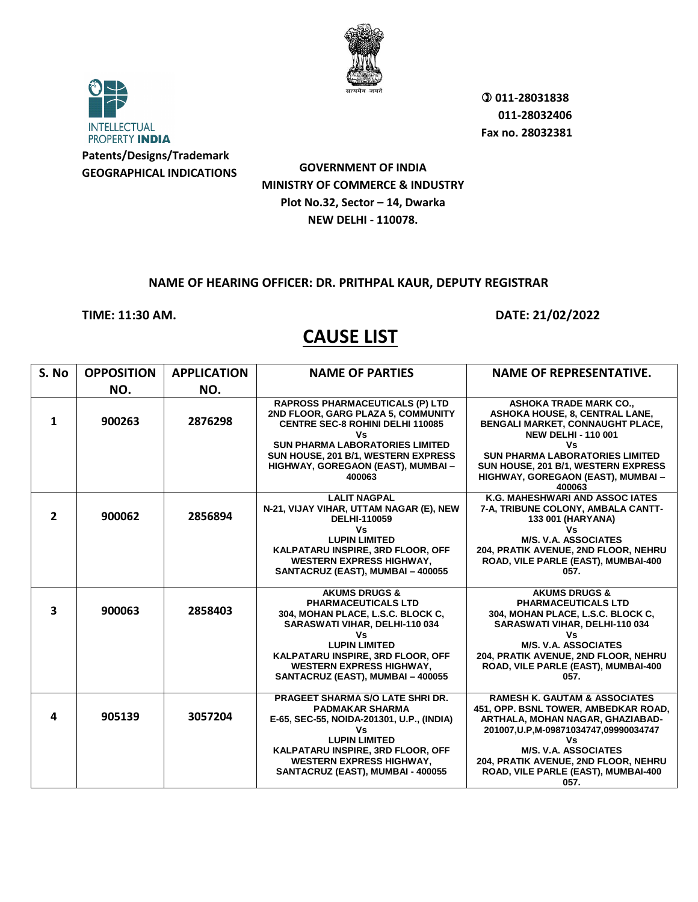INTELLECTUAL PROPERTY **INDIA**

**Patents/Designs/Trademark**
**GEOGRAPHICAL INDICATIONS**

**011-28031838**
**011-28032406**
**Fax no. 28032381**

**GOVERNMENT OF INDIA**
**MINISTRY OF COMMERCE & INDUSTRY**
**Plot No.32, Sector – 14, Dwarka**
**NEW DELHI - 110078.**

**NAME OF HEARING OFFICER: DR. PRITHPAL KAUR, DEPUTY REGISTRAR**

**TIME: 11:30 AM.** **DATE: 21/02/2022**

# CAUSE LIST

| S. No | OPPOSITION NO. | APPLICATION NO. | NAME OF PARTIES | NAME OF REPRESENTATIVE. |
|---|---|---|---|---|
| 1 | 900263 | 2876298 | RAPROSS PHARMACEUTICALS (P) LTD 2ND FLOOR, GARG PLAZA 5, COMMUNITY CENTRE SEC-8 ROHINI DELHI 110085 Vs SUN PHARMA LABORATORIES LIMITED SUN HOUSE, 201 B/1, WESTERN EXPRESS HIGHWAY, GOREGAON (EAST), MUMBAI – 400063 | ASHOKA TRADE MARK CO., ASHOKA HOUSE, 8, CENTRAL LANE, BENGALI MARKET, CONNAUGHT PLACE, NEW DELHI - 110 001 Vs SUN PHARMA LABORATORIES LIMITED SUN HOUSE, 201 B/1, WESTERN EXPRESS HIGHWAY, GOREGAON (EAST), MUMBAI – 400063 |
| 2 | 900062 | 2856894 | LALIT NAGPAL N-21, VIJAY VIHAR, UTTAM NAGAR (E), NEW DELHI-110059 Vs LUPIN LIMITED KALPATARU INSPIRE, 3RD FLOOR, OFF WESTERN EXPRESS HIGHWAY, SANTACRUZ (EAST), MUMBAI – 400055 | K.G. MAHESHWARI AND ASSOC IATES 7-A, TRIBUNE COLONY, AMBALA CANTT-133 001 (HARYANA) Vs M/S. V.A. ASSOCIATES 204, PRATIK AVENUE, 2ND FLOOR, NEHRU ROAD, VILE PARLE (EAST), MUMBAI-400 057. |
| 3 | 900063 | 2858403 | AKUMS DRUGS & PHARMACEUTICALS LTD 304, MOHAN PLACE, L.S.C. BLOCK C, SARASWATI VIHAR, DELHI-110 034 Vs LUPIN LIMITED KALPATARU INSPIRE, 3RD FLOOR, OFF WESTERN EXPRESS HIGHWAY, SANTACRUZ (EAST), MUMBAI – 400055 | AKUMS DRUGS & PHARMACEUTICALS LTD 304, MOHAN PLACE, L.S.C. BLOCK C, SARASWATI VIHAR, DELHI-110 034 Vs M/S. V.A. ASSOCIATES 204, PRATIK AVENUE, 2ND FLOOR, NEHRU ROAD, VILE PARLE (EAST), MUMBAI-400 057. |
| 4 | 905139 | 3057204 | PRAGEET SHARMA S/O LATE SHRI DR. PADMAKAR SHARMA E-65, SEC-55, NOIDA-201301, U.P., (INDIA) Vs LUPIN LIMITED KALPATARU INSPIRE, 3RD FLOOR, OFF WESTERN EXPRESS HIGHWAY, SANTACRUZ (EAST), MUMBAI - 400055 | RAMESH K. GAUTAM & ASSOCIATES 451, OPP. BSNL TOWER, AMBEDKAR ROAD, ARTHALA, MOHAN NAGAR, GHAZIABAD-201007,U.P,M-09871034747,09990034747 Vs M/S. V.A. ASSOCIATES 204, PRATIK AVENUE, 2ND FLOOR, NEHRU ROAD, VILE PARLE (EAST), MUMBAI-400 057. |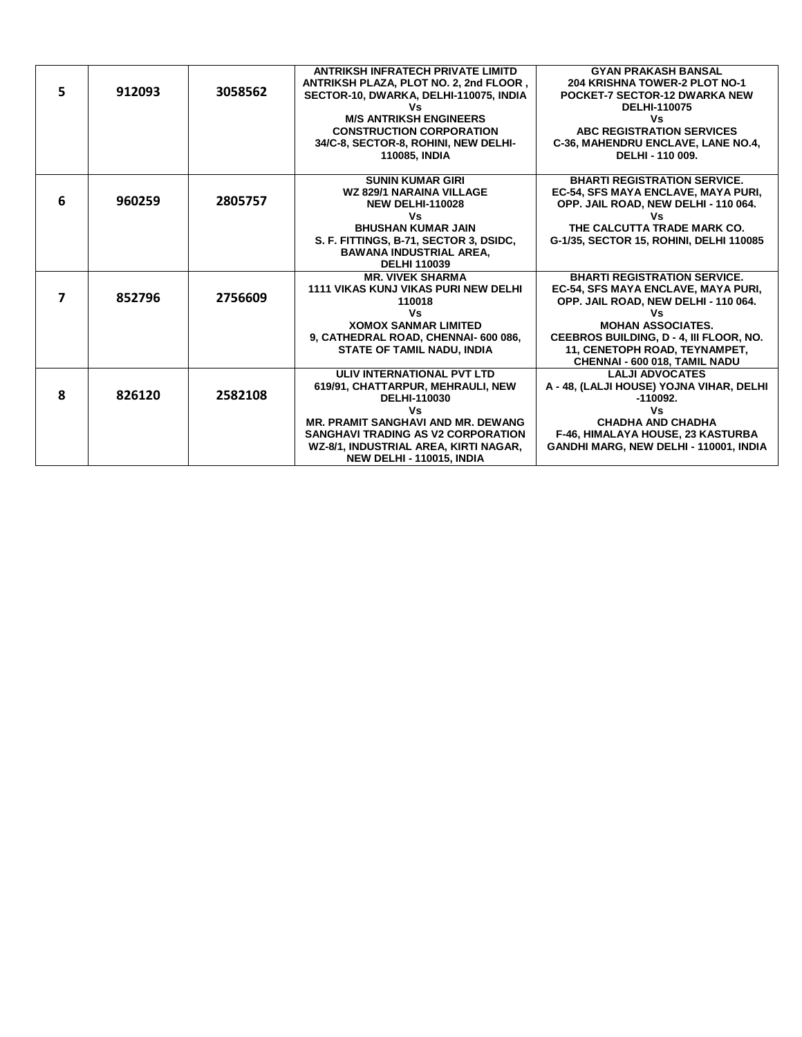| | | | | |
|---|---|---|---|---|
| 5 | 912093 | 3058562 | ANTRIKSH INFRATECH PRIVATE LIMITD<br>ANTRIKSH PLAZA, PLOT NO. 2, 2nd FLOOR ,<br>SECTOR-10, DWARKA, DELHI-110075, INDIA<br>Vs<br>M/S ANTRIKSH ENGINEERS<br>CONSTRUCTION CORPORATION<br>34/C-8, SECTOR-8, ROHINI, NEW DELHI-<br>110085, INDIA | GYAN PRAKASH BANSAL<br>204 KRISHNA TOWER-2 PLOT NO-1<br>POCKET-7 SECTOR-12 DWARKA NEW<br>DELHI-110075<br>Vs<br>ABC REGISTRATION SERVICES<br>C-36, MAHENDRU ENCLAVE, LANE NO.4,<br>DELHI - 110 009. |
| 6 | 960259 | 2805757 | SUNIN KUMAR GIRI<br>WZ 829/1 NARAINA VILLAGE<br>NEW DELHI-110028<br>Vs<br>BHUSHAN KUMAR JAIN<br>S. F. FITTINGS, B-71, SECTOR 3, DSIDC,<br>BAWANA INDUSTRIAL AREA,<br>DELHI 110039 | BHARTI REGISTRATION SERVICE.<br>EC-54, SFS MAYA ENCLAVE, MAYA PURI,<br>OPP. JAIL ROAD, NEW DELHI - 110 064.<br>Vs<br>THE CALCUTTA TRADE MARK CO.<br>G-1/35, SECTOR 15, ROHINI, DELHI 110085 |
| 7 | 852796 | 2756609 | MR. VIVEK SHARMA<br>1111 VIKAS KUNJ VIKAS PURI NEW DELHI<br>110018<br>Vs<br>XOMOX SANMAR LIMITED<br>9, CATHEDRAL ROAD, CHENNAI- 600 086,<br>STATE OF TAMIL NADU, INDIA | BHARTI REGISTRATION SERVICE.<br>EC-54, SFS MAYA ENCLAVE, MAYA PURI,<br>OPP. JAIL ROAD, NEW DELHI - 110 064.<br>Vs<br>MOHAN ASSOCIATES.<br>CEEBROS BUILDING, D - 4, III FLOOR, NO.<br>11, CENETOPH ROAD, TEYNAMPET,<br>CHENNAI - 600 018, TAMIL NADU |
| 8 | 826120 | 2582108 | ULIV INTERNATIONAL PVT LTD<br>619/91, CHATTARPUR, MEHRAULI, NEW<br>DELHI-110030<br>Vs<br>MR. PRAMIT SANGHAVI AND MR. DEWANG<br>SANGHAVI TRADING AS V2 CORPORATION<br>WZ-8/1, INDUSTRIAL AREA, KIRTI NAGAR,<br>NEW DELHI - 110015, INDIA | LALJI ADVOCATES<br>A - 48, (LALJI HOUSE) YOJNA VIHAR, DELHI<br>-110092.<br>Vs<br>CHADHA AND CHADHA<br>F-46, HIMALAYA HOUSE, 23 KASTURBA<br>GANDHI MARG, NEW DELHI - 110001, INDIA |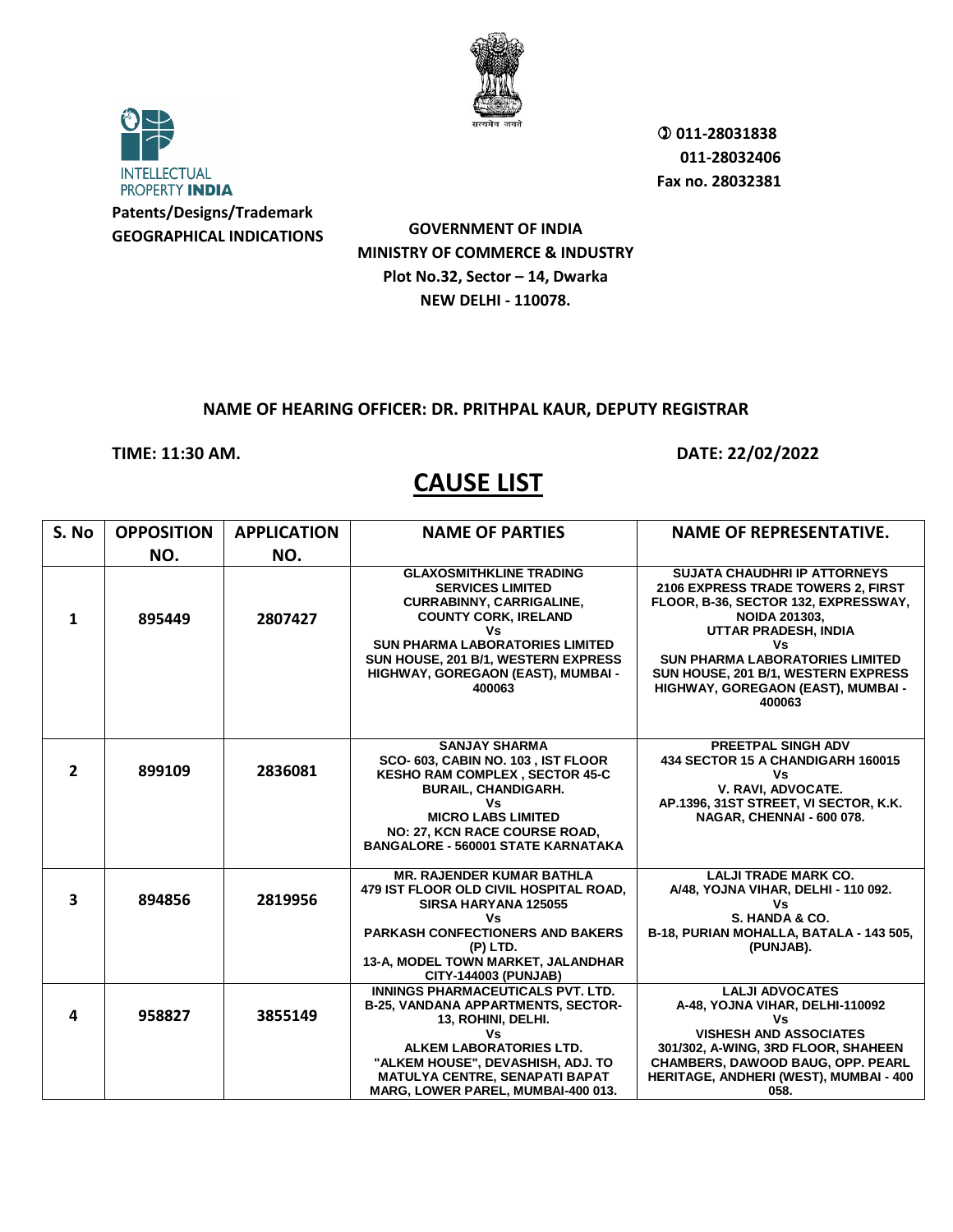INTELLECTUAL PROPERTY INDIA

**Patents/Designs/Trademark**
**GEOGRAPHICAL INDICATIONS**

सत्यमेव जयते

✆ 011-28031838
011-28032406
Fax no. 28032381

**GOVERNMENT OF INDIA**
**MINISTRY OF COMMERCE & INDUSTRY**
**Plot No.32, Sector – 14, Dwarka**
**NEW DELHI - 110078.**

**NAME OF HEARING OFFICER: DR. PRITHPAL KAUR, DEPUTY REGISTRAR**

**TIME: 11:30 AM.** **DATE: 22/02/2022**

# CAUSE LIST

| S. No | OPPOSITION NO. | APPLICATION NO. | NAME OF PARTIES | NAME OF REPRESENTATIVE. |
|---|---|---|---|---|
| 1 | 895449 | 2807427 | GLAXOSMITHKLINE TRADING SERVICES LIMITED CURRABINNY, CARRIGALINE, COUNTY CORK, IRELAND Vs SUN PHARMA LABORATORIES LIMITED SUN HOUSE, 201 B/1, WESTERN EXPRESS HIGHWAY, GOREGAON (EAST), MUMBAI - 400063 | SUJATA CHAUDHRI IP ATTORNEYS 2106 EXPRESS TRADE TOWERS 2, FIRST FLOOR, B-36, SECTOR 132, EXPRESSWAY, NOIDA 201303, UTTAR PRADESH, INDIA Vs SUN PHARMA LABORATORIES LIMITED SUN HOUSE, 201 B/1, WESTERN EXPRESS HIGHWAY, GOREGAON (EAST), MUMBAI - 400063 |
| 2 | 899109 | 2836081 | SANJAY SHARMA SCO- 603, CABIN NO. 103 , IST FLOOR KESHO RAM COMPLEX , SECTOR 45-C BURAIL, CHANDIGARH. Vs MICRO LABS LIMITED NO: 27, KCN RACE COURSE ROAD, BANGALORE - 560001 STATE KARNATAKA | PREETPAL SINGH ADV 434 SECTOR 15 A CHANDIGARH 160015 Vs V. RAVI, ADVOCATE. AP.1396, 31ST STREET, VI SECTOR, K.K. NAGAR, CHENNAI - 600 078. |
| 3 | 894856 | 2819956 | MR. RAJENDER KUMAR BATHLA 479 IST FLOOR OLD CIVIL HOSPITAL ROAD, SIRSA HARYANA 125055 Vs PARKASH CONFECTIONERS AND BAKERS (P) LTD. 13-A, MODEL TOWN MARKET, JALANDHAR CITY-144003 (PUNJAB) | LALJI TRADE MARK CO. A/48, YOJNA VIHAR, DELHI - 110 092. Vs S. HANDA & CO. B-18, PURIAN MOHALLA, BATALA - 143 505, (PUNJAB). |
| 4 | 958827 | 3855149 | INNINGS PHARMACEUTICALS PVT. LTD. B-25, VANDANA APPARTMENTS, SECTOR-13, ROHINI, DELHI. Vs ALKEM LABORATORIES LTD. "ALKEM HOUSE", DEVASHISH, ADJ. TO MATULYA CENTRE, SENAPATI BAPAT MARG, LOWER PAREL, MUMBAI-400 013. | LALJI ADVOCATES A-48, YOJNA VIHAR, DELHI-110092 Vs VISHESH AND ASSOCIATES 301/302, A-WING, 3RD FLOOR, SHAHEEN CHAMBERS, DAWOOD BAUG, OPP. PEARL HERITAGE, ANDHERI (WEST), MUMBAI - 400 058. |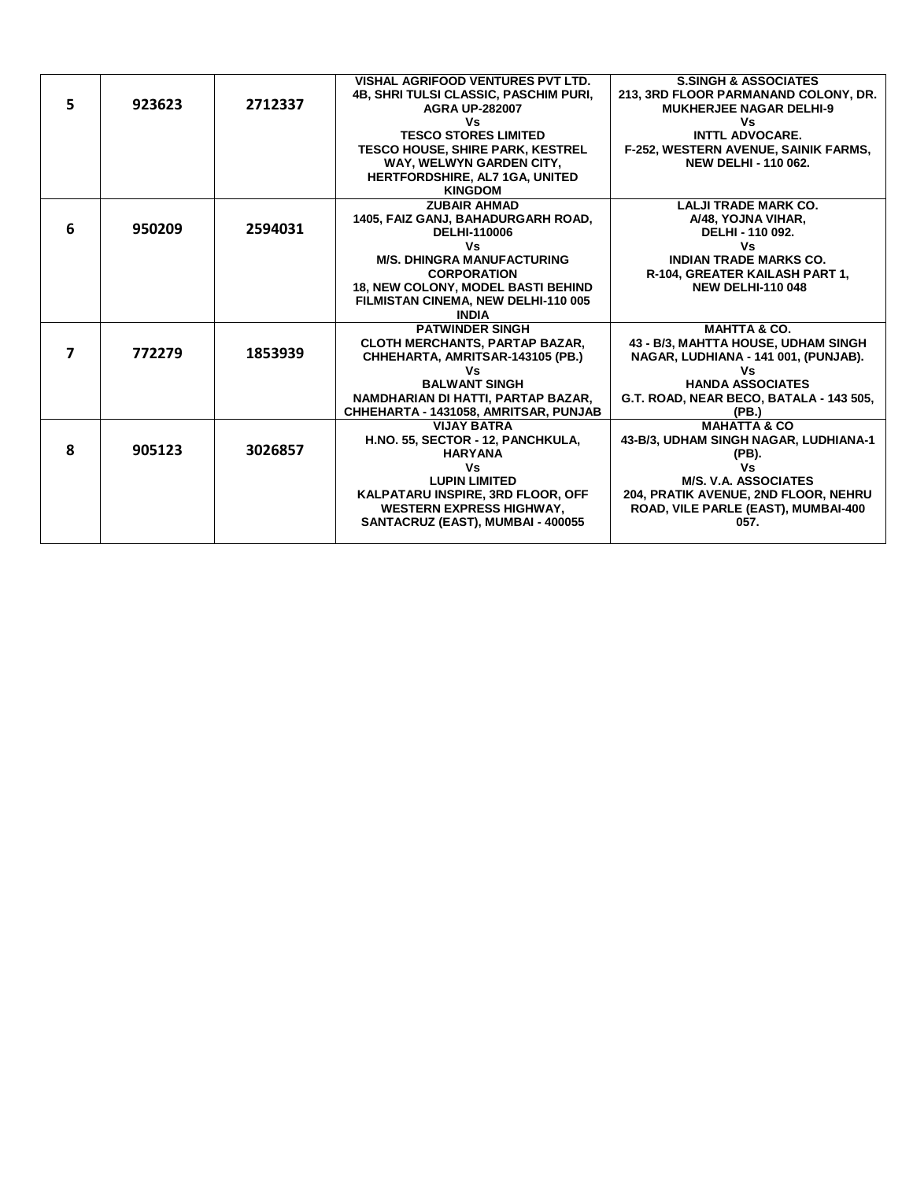| | | | | |
|---|---|---|---|---|
| 5 | 923623 | 2712337 | VISHAL AGRIFOOD VENTURES PVT LTD.<br>4B, SHRI TULSI CLASSIC, PASCHIM PURI, AGRA UP-282007<br>Vs<br>TESCO STORES LIMITED<br>TESCO HOUSE, SHIRE PARK, KESTREL WAY, WELWYN GARDEN CITY, HERTFORDSHIRE, AL7 1GA, UNITED KINGDOM | S.SINGH & ASSOCIATES<br>213, 3RD FLOOR PARMANAND COLONY, DR. MUKHERJEE NAGAR DELHI-9<br>Vs<br>INTTL ADVOCARE.<br>F-252, WESTERN AVENUE, SAINIK FARMS, NEW DELHI - 110 062. |
| 6 | 950209 | 2594031 | ZUBAIR AHMAD<br>1405, FAIZ GANJ, BAHADURGARH ROAD, DELHI-110006<br>Vs<br>M/S. DHINGRA MANUFACTURING CORPORATION<br>18, NEW COLONY, MODEL BASTI BEHIND FILMISTAN CINEMA, NEW DELHI-110 005 INDIA | LALJI TRADE MARK CO.<br>A/48, YOJNA VIHAR, DELHI - 110 092.<br>Vs<br>INDIAN TRADE MARKS CO.<br>R-104, GREATER KAILASH PART 1, NEW DELHI-110 048 |
| 7 | 772279 | 1853939 | PATWINDER SINGH<br>CLOTH MERCHANTS, PARTAP BAZAR, CHHEHARTA, AMRITSAR-143105 (PB.)<br>Vs<br>BALWANT SINGH<br>NAMDHARIAN DI HATTI, PARTAP BAZAR, CHHEHARTA - 1431058, AMRITSAR, PUNJAB | MAHTTA & CO.<br>43 - B/3, MAHTTA HOUSE, UDHAM SINGH NAGAR, LUDHIANA - 141 001, (PUNJAB).<br>Vs<br>HANDA ASSOCIATES<br>G.T. ROAD, NEAR BECO, BATALA - 143 505, (PB.) |
| 8 | 905123 | 3026857 | VIJAY BATRA<br>H.NO. 55, SECTOR - 12, PANCHKULA, HARYANA<br>Vs<br>LUPIN LIMITED<br>KALPATARU INSPIRE, 3RD FLOOR, OFF WESTERN EXPRESS HIGHWAY, SANTACRUZ (EAST), MUMBAI - 400055 | MAHATTA & CO<br>43-B/3, UDHAM SINGH NAGAR, LUDHIANA-1 (PB).<br>Vs<br>M/S. V.A. ASSOCIATES<br>204, PRATIK AVENUE, 2ND FLOOR, NEHRU ROAD, VILE PARLE (EAST), MUMBAI-400 057. |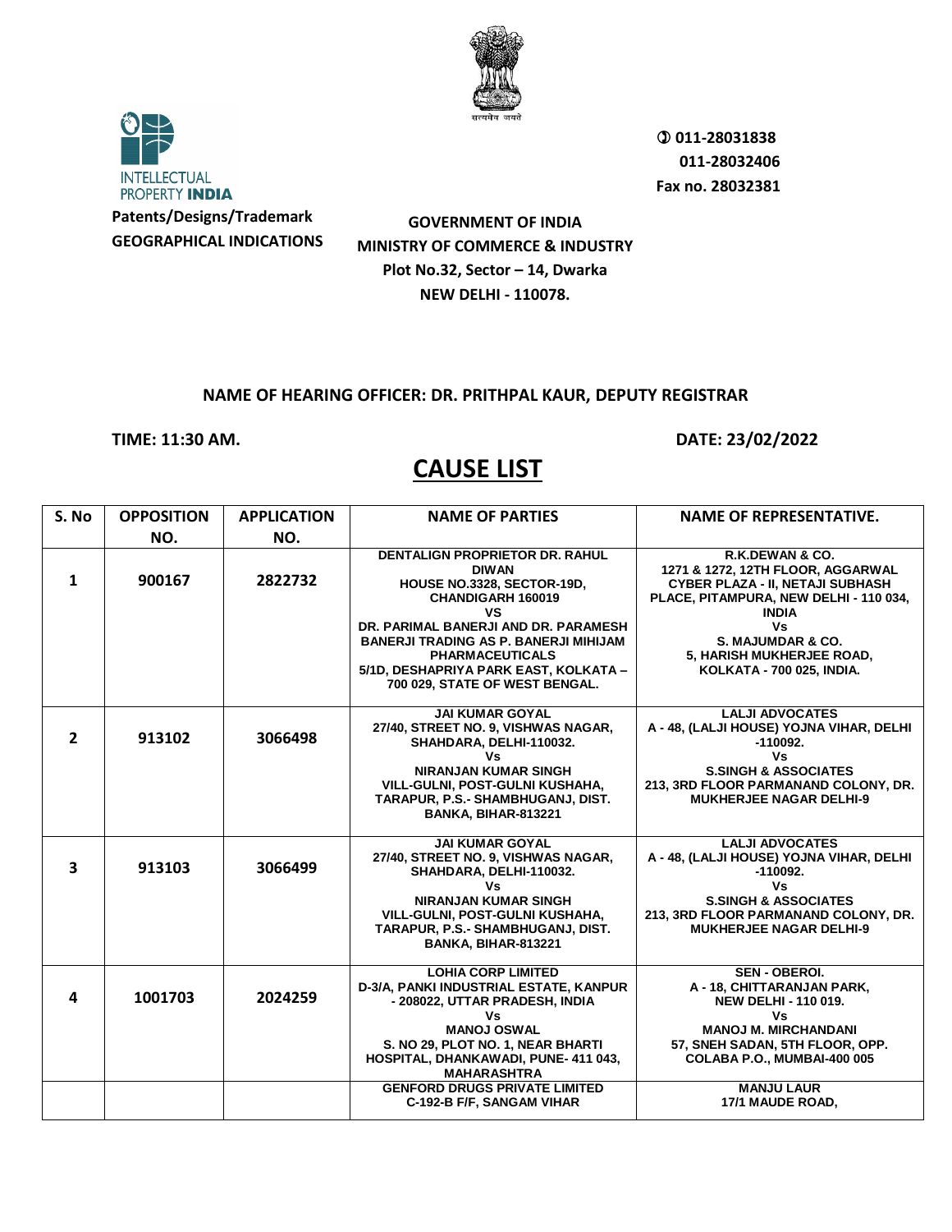Patents/Designs/Trademark
GEOGRAPHICAL INDICATIONS

✆ 011-28031838
011-28032406
Fax no. 28032381

**GOVERNMENT OF INDIA**
**MINISTRY OF COMMERCE & INDUSTRY**
**Plot No.32, Sector – 14, Dwarka**
**NEW DELHI - 110078.**

**NAME OF HEARING OFFICER: DR. PRITHPAL KAUR, DEPUTY REGISTRAR**

**TIME: 11:30 AM.** **DATE: 23/02/2022**

# CAUSE LIST

| S. No | OPPOSITION NO. | APPLICATION NO. | NAME OF PARTIES | NAME OF REPRESENTATIVE. |
|---|---|---|---|---|
| 1 | 900167 | 2822732 | DENTALIGN PROPRIETOR DR. RAHUL DIWAN HOUSE NO.3328, SECTOR-19D, CHANDIGARH 160019 VS DR. PARIMAL BANERJI AND DR. PARAMESH BANERJI TRADING AS P. BANERJI MIHIJAM PHARMACEUTICALS 5/1D, DESHAPRIYA PARK EAST, KOLKATA – 700 029, STATE OF WEST BENGAL. | R.K.DEWAN & CO. 1271 & 1272, 12TH FLOOR, AGGARWAL CYBER PLAZA - II, NETAJI SUBHASH PLACE, PITAMPURA, NEW DELHI - 110 034, INDIA Vs S. MAJUMDAR & CO. 5, HARISH MUKHERJEE ROAD, KOLKATA - 700 025, INDIA. |
| 2 | 913102 | 3066498 | JAI KUMAR GOYAL 27/40, STREET NO. 9, VISHWAS NAGAR, SHAHDARA, DELHI-110032. Vs NIRANJAN KUMAR SINGH VILL-GULNI, POST-GULNI KUSHAHA, TARAPUR, P.S.- SHAMBHUGANJ, DIST. BANKA, BIHAR-813221 | LALJI ADVOCATES A - 48, (LALJI HOUSE) YOJNA VIHAR, DELHI -110092. Vs S.SINGH & ASSOCIATES 213, 3RD FLOOR PARMANAND COLONY, DR. MUKHERJEE NAGAR DELHI-9 |
| 3 | 913103 | 3066499 | JAI KUMAR GOYAL 27/40, STREET NO. 9, VISHWAS NAGAR, SHAHDARA, DELHI-110032. Vs NIRANJAN KUMAR SINGH VILL-GULNI, POST-GULNI KUSHAHA, TARAPUR, P.S.- SHAMBHUGANJ, DIST. BANKA, BIHAR-813221 | LALJI ADVOCATES A - 48, (LALJI HOUSE) YOJNA VIHAR, DELHI -110092. Vs S.SINGH & ASSOCIATES 213, 3RD FLOOR PARMANAND COLONY, DR. MUKHERJEE NAGAR DELHI-9 |
| 4 | 1001703 | 2024259 | LOHIA CORP LIMITED D-3/A, PANKI INDUSTRIAL ESTATE, KANPUR - 208022, UTTAR PRADESH, INDIA Vs MANOJ OSWAL S. NO 29, PLOT NO. 1, NEAR BHARTI HOSPITAL, DHANKAWADI, PUNE- 411 043, MAHARASHTRA | SEN - OBEROI. A - 18, CHITTARANJAN PARK, NEW DELHI - 110 019. Vs MANOJ M. MIRCHANDANI 57, SNEH SADAN, 5TH FLOOR, OPP. COLABA P.O., MUMBAI-400 005 |
| | | | GENFORD DRUGS PRIVATE LIMITED C-192-B F/F, SANGAM VIHAR | MANJU LAUR 17/1 MAUDE ROAD, |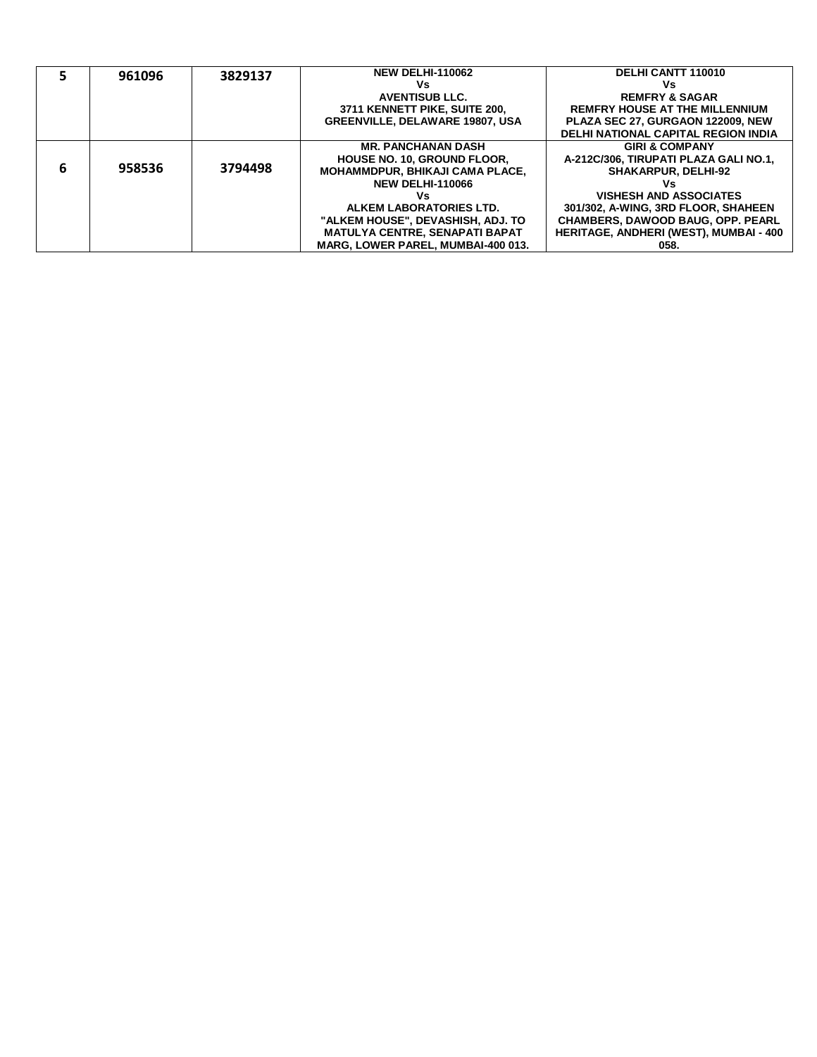| | | | | |
|---|---|---|---|---|
| 5 | 961096 | 3829137 | NEW DELHI-110062<br>Vs<br>AVENTISUB LLC.<br>3711 KENNETT PIKE, SUITE 200,<br>GREENVILLE, DELAWARE 19807, USA | DELHI CANTT 110010<br>Vs<br>REMFRY & SAGAR<br>REMFRY HOUSE AT THE MILLENNIUM<br>PLAZA SEC 27, GURGAON 122009, NEW<br>DELHI NATIONAL CAPITAL REGION INDIA |
| 6 | 958536 | 3794498 | MR. PANCHANAN DASH<br>HOUSE NO. 10, GROUND FLOOR,<br>MOHAMMDPUR, BHIKAJI CAMA PLACE,<br>NEW DELHI-110066<br>Vs<br>ALKEM LABORATORIES LTD.<br>"ALKEM HOUSE", DEVASHISH, ADJ. TO<br>MATULYA CENTRE, SENAPATI BAPAT<br>MARG, LOWER PAREL, MUMBAI-400 013. | GIRI & COMPANY<br>A-212C/306, TIRUPATI PLAZA GALI NO.1,<br>SHAKARPUR, DELHI-92<br>Vs<br>VISHESH AND ASSOCIATES<br>301/302, A-WING, 3RD FLOOR, SHAHEEN<br>CHAMBERS, DAWOOD BAUG, OPP. PEARL<br>HERITAGE, ANDHERI (WEST), MUMBAI - 400<br>058. |